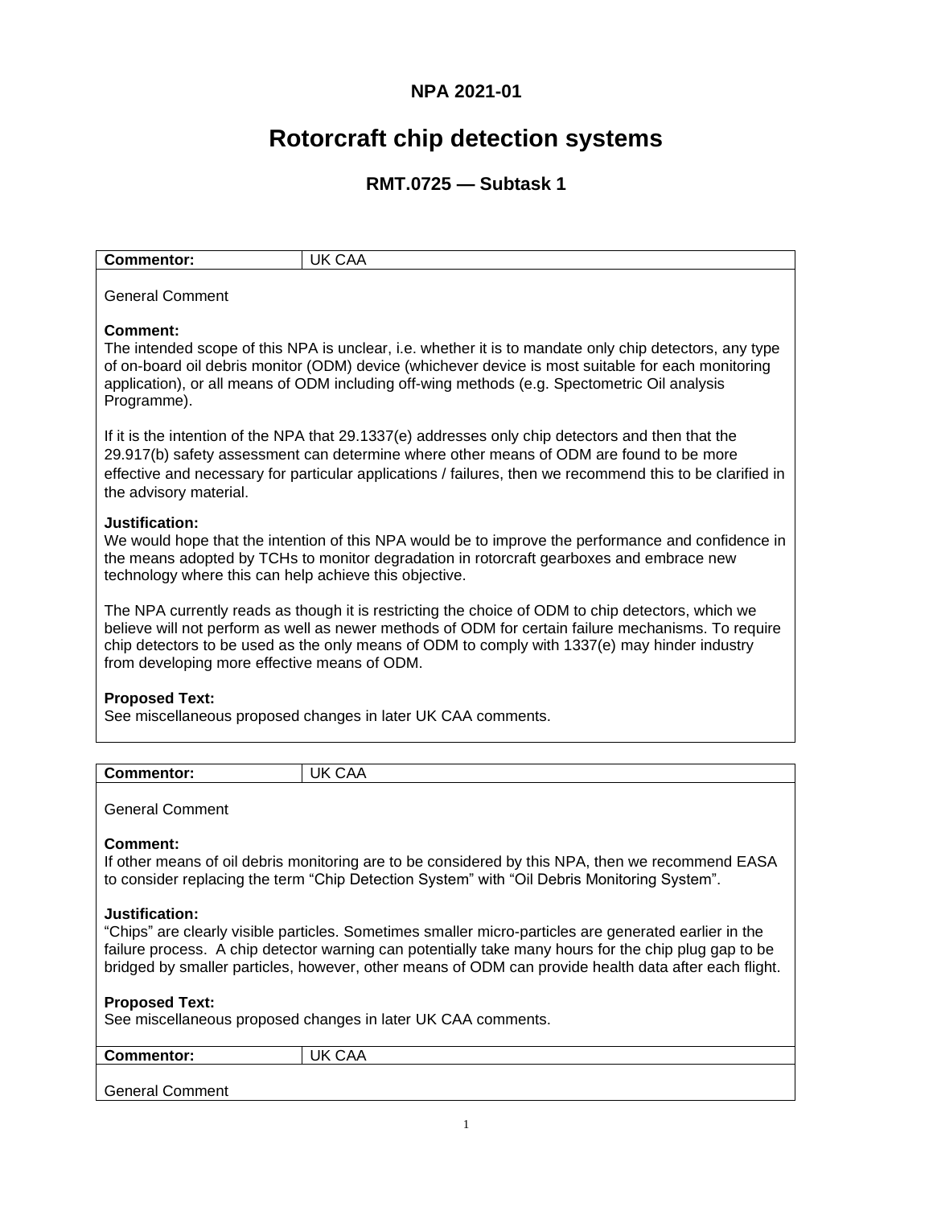**NPA 2021-01**

# Rotorcraft chip detection systems

## RMT.0725 — Subtask 1

| **Commentor:** | UK CAA |
|---|---|

General Comment

**Comment:**
The intended scope of this NPA is unclear, i.e. whether it is to mandate only chip detectors, any type of on-board oil debris monitor (ODM) device (whichever device is most suitable for each monitoring application), or all means of ODM including off-wing methods (e.g. Spectometric Oil analysis Programme).

If it is the intention of the NPA that 29.1337(e) addresses only chip detectors and then that the 29.917(b) safety assessment can determine where other means of ODM are found to be more effective and necessary for particular applications / failures, then we recommend this to be clarified in the advisory material.

**Justification:**
We would hope that the intention of this NPA would be to improve the performance and confidence in the means adopted by TCHs to monitor degradation in rotorcraft gearboxes and embrace new technology where this can help achieve this objective.

The NPA currently reads as though it is restricting the choice of ODM to chip detectors, which we believe will not perform as well as newer methods of ODM for certain failure mechanisms. To require chip detectors to be used as the only means of ODM to comply with 1337(e) may hinder industry from developing more effective means of ODM.

**Proposed Text:**
See miscellaneous proposed changes in later UK CAA comments.

| **Commentor:** | UK CAA |
|---|---|

General Comment

**Comment:**
If other means of oil debris monitoring are to be considered by this NPA, then we recommend EASA to consider replacing the term "Chip Detection System" with "Oil Debris Monitoring System".

**Justification:**
"Chips" are clearly visible particles. Sometimes smaller micro-particles are generated earlier in the failure process. A chip detector warning can potentially take many hours for the chip plug gap to be bridged by smaller particles, however, other means of ODM can provide health data after each flight.

**Proposed Text:**
See miscellaneous proposed changes in later UK CAA comments.

| **Commentor:** | UK CAA |
|---|---|

General Comment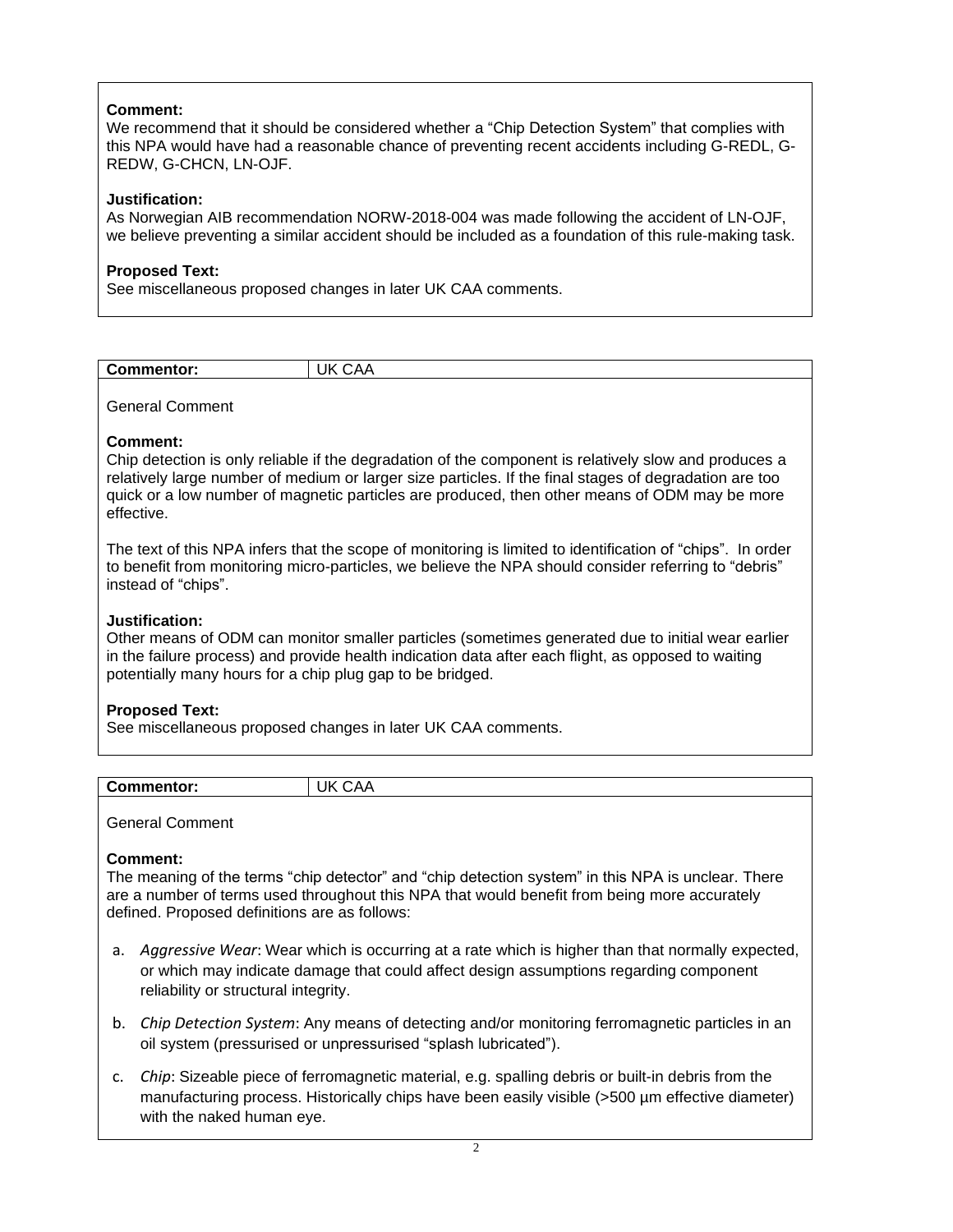**Comment:**
We recommend that it should be considered whether a “Chip Detection System” that complies with this NPA would have had a reasonable chance of preventing recent accidents including G-REDL, G-REDW, G-CHCN, LN-OJF.

**Justification:**
As Norwegian AIB recommendation NORW-2018-004 was made following the accident of LN-OJF, we believe preventing a similar accident should be included as a foundation of this rule-making task.

**Proposed Text:**
See miscellaneous proposed changes in later UK CAA comments.

| **Commentor:** | UK CAA |
| --- | --- |

General Comment

**Comment:**
Chip detection is only reliable if the degradation of the component is relatively slow and produces a relatively large number of medium or larger size particles. If the final stages of degradation are too quick or a low number of magnetic particles are produced, then other means of ODM may be more effective.

The text of this NPA infers that the scope of monitoring is limited to identification of “chips”. In order to benefit from monitoring micro-particles, we believe the NPA should consider referring to “debris” instead of “chips”.

**Justification:**
Other means of ODM can monitor smaller particles (sometimes generated due to initial wear earlier in the failure process) and provide health indication data after each flight, as opposed to waiting potentially many hours for a chip plug gap to be bridged.

**Proposed Text:**
See miscellaneous proposed changes in later UK CAA comments.

| **Commentor:** | UK CAA |
| --- | --- |

General Comment

**Comment:**
The meaning of the terms “chip detector” and “chip detection system” in this NPA is unclear. There are a number of terms used throughout this NPA that would benefit from being more accurately defined. Proposed definitions are as follows:

a. *Aggressive Wear*: Wear which is occurring at a rate which is higher than that normally expected, or which may indicate damage that could affect design assumptions regarding component reliability or structural integrity.

b. *Chip Detection System*: Any means of detecting and/or monitoring ferromagnetic particles in an oil system (pressurised or unpressurised “splash lubricated”).

c. *Chip*: Sizeable piece of ferromagnetic material, e.g. spalling debris or built-in debris from the manufacturing process. Historically chips have been easily visible (>500 µm effective diameter) with the naked human eye.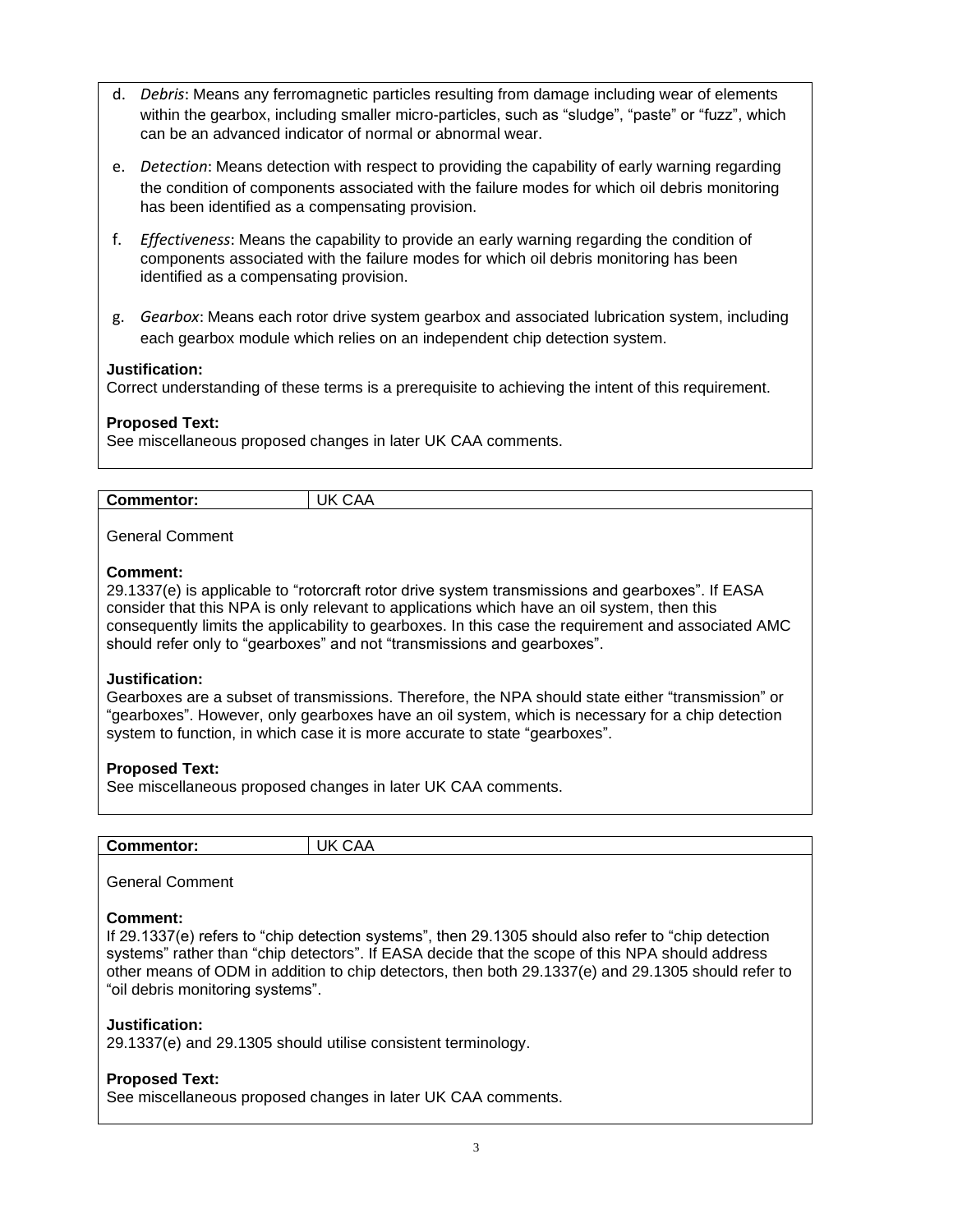d. *Debris*: Means any ferromagnetic particles resulting from damage including wear of elements within the gearbox, including smaller micro-particles, such as "sludge", "paste" or "fuzz", which can be an advanced indicator of normal or abnormal wear.

e. *Detection*: Means detection with respect to providing the capability of early warning regarding the condition of components associated with the failure modes for which oil debris monitoring has been identified as a compensating provision.

f. *Effectiveness*: Means the capability to provide an early warning regarding the condition of components associated with the failure modes for which oil debris monitoring has been identified as a compensating provision.

g. *Gearbox*: Means each rotor drive system gearbox and associated lubrication system, including each gearbox module which relies on an independent chip detection system.

**Justification:**
Correct understanding of these terms is a prerequisite to achieving the intent of this requirement.

**Proposed Text:**
See miscellaneous proposed changes in later UK CAA comments.

| **Commentor:** | UK CAA |
|---|---|

General Comment

**Comment:**
29.1337(e) is applicable to "rotorcraft rotor drive system transmissions and gearboxes". If EASA consider that this NPA is only relevant to applications which have an oil system, then this consequently limits the applicability to gearboxes. In this case the requirement and associated AMC should refer only to "gearboxes" and not "transmissions and gearboxes".

**Justification:**
Gearboxes are a subset of transmissions. Therefore, the NPA should state either "transmission" or "gearboxes". However, only gearboxes have an oil system, which is necessary for a chip detection system to function, in which case it is more accurate to state "gearboxes".

**Proposed Text:**
See miscellaneous proposed changes in later UK CAA comments.

| **Commentor:** | UK CAA |
|---|---|

General Comment

**Comment:**
If 29.1337(e) refers to "chip detection systems", then 29.1305 should also refer to "chip detection systems" rather than "chip detectors". If EASA decide that the scope of this NPA should address other means of ODM in addition to chip detectors, then both 29.1337(e) and 29.1305 should refer to "oil debris monitoring systems".

**Justification:**
29.1337(e) and 29.1305 should utilise consistent terminology.

**Proposed Text:**
See miscellaneous proposed changes in later UK CAA comments.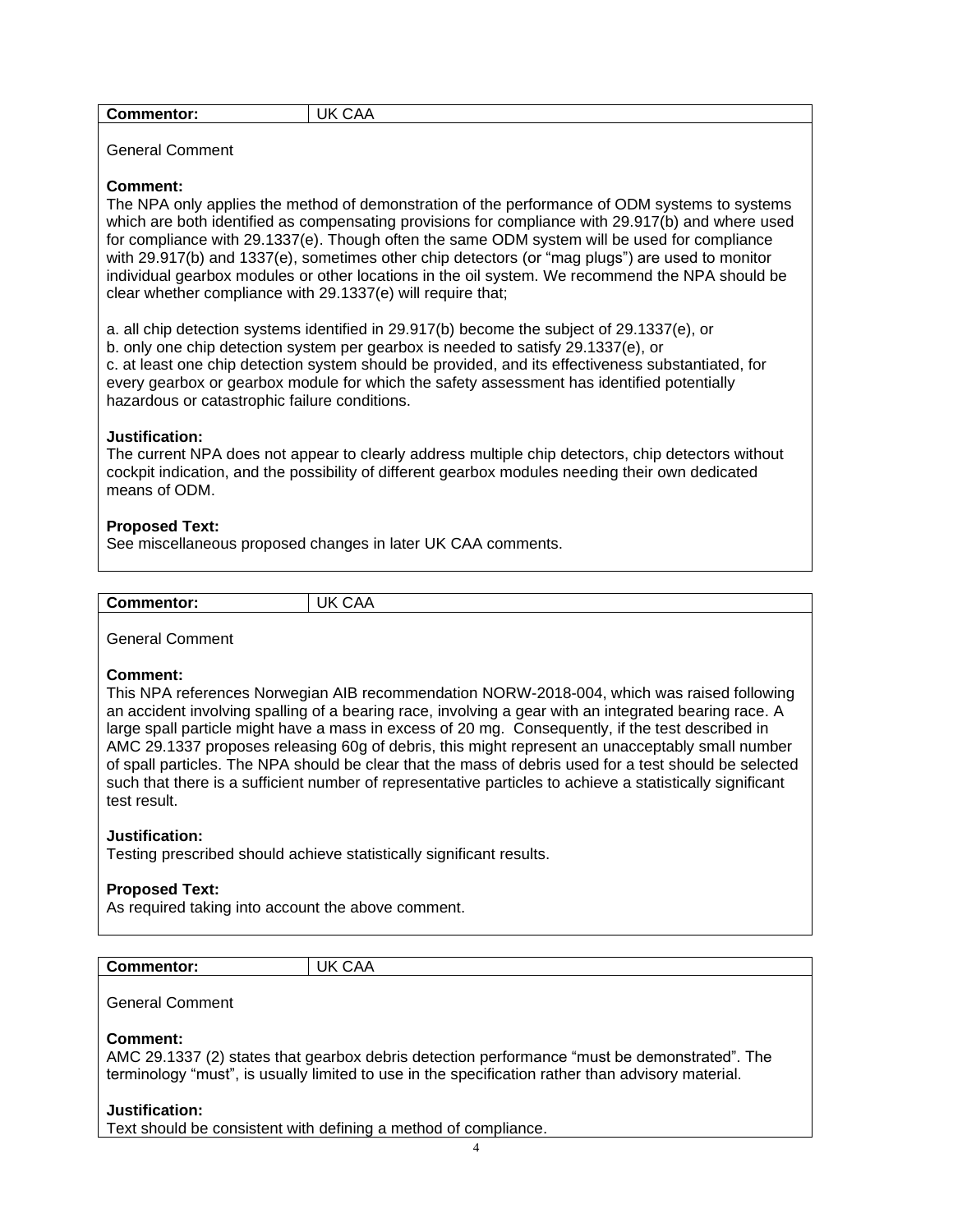| **Commentor:** | UK CAA |
| --- | --- |

General Comment

**Comment:**
The NPA only applies the method of demonstration of the performance of ODM systems to systems which are both identified as compensating provisions for compliance with 29.917(b) and where used for compliance with 29.1337(e). Though often the same ODM system will be used for compliance with 29.917(b) and 1337(e), sometimes other chip detectors (or "mag plugs") are used to monitor individual gearbox modules or other locations in the oil system. We recommend the NPA should be clear whether compliance with 29.1337(e) will require that;

a. all chip detection systems identified in 29.917(b) become the subject of 29.1337(e), or
b. only one chip detection system per gearbox is needed to satisfy 29.1337(e), or
c. at least one chip detection system should be provided, and its effectiveness substantiated, for every gearbox or gearbox module for which the safety assessment has identified potentially hazardous or catastrophic failure conditions.

**Justification:**
The current NPA does not appear to clearly address multiple chip detectors, chip detectors without cockpit indication, and the possibility of different gearbox modules needing their own dedicated means of ODM.

**Proposed Text:**
See miscellaneous proposed changes in later UK CAA comments.

| **Commentor:** | UK CAA |
| --- | --- |

General Comment

**Comment:**
This NPA references Norwegian AIB recommendation NORW-2018-004, which was raised following an accident involving spalling of a bearing race, involving a gear with an integrated bearing race. A large spall particle might have a mass in excess of 20 mg. Consequently, if the test described in AMC 29.1337 proposes releasing 60g of debris, this might represent an unacceptably small number of spall particles. The NPA should be clear that the mass of debris used for a test should be selected such that there is a sufficient number of representative particles to achieve a statistically significant test result.

**Justification:**
Testing prescribed should achieve statistically significant results.

**Proposed Text:**
As required taking into account the above comment.

| **Commentor:** | UK CAA |
| --- | --- |

General Comment

**Comment:**
AMC 29.1337 (2) states that gearbox debris detection performance "must be demonstrated". The terminology "must", is usually limited to use in the specification rather than advisory material.

**Justification:**
Text should be consistent with defining a method of compliance.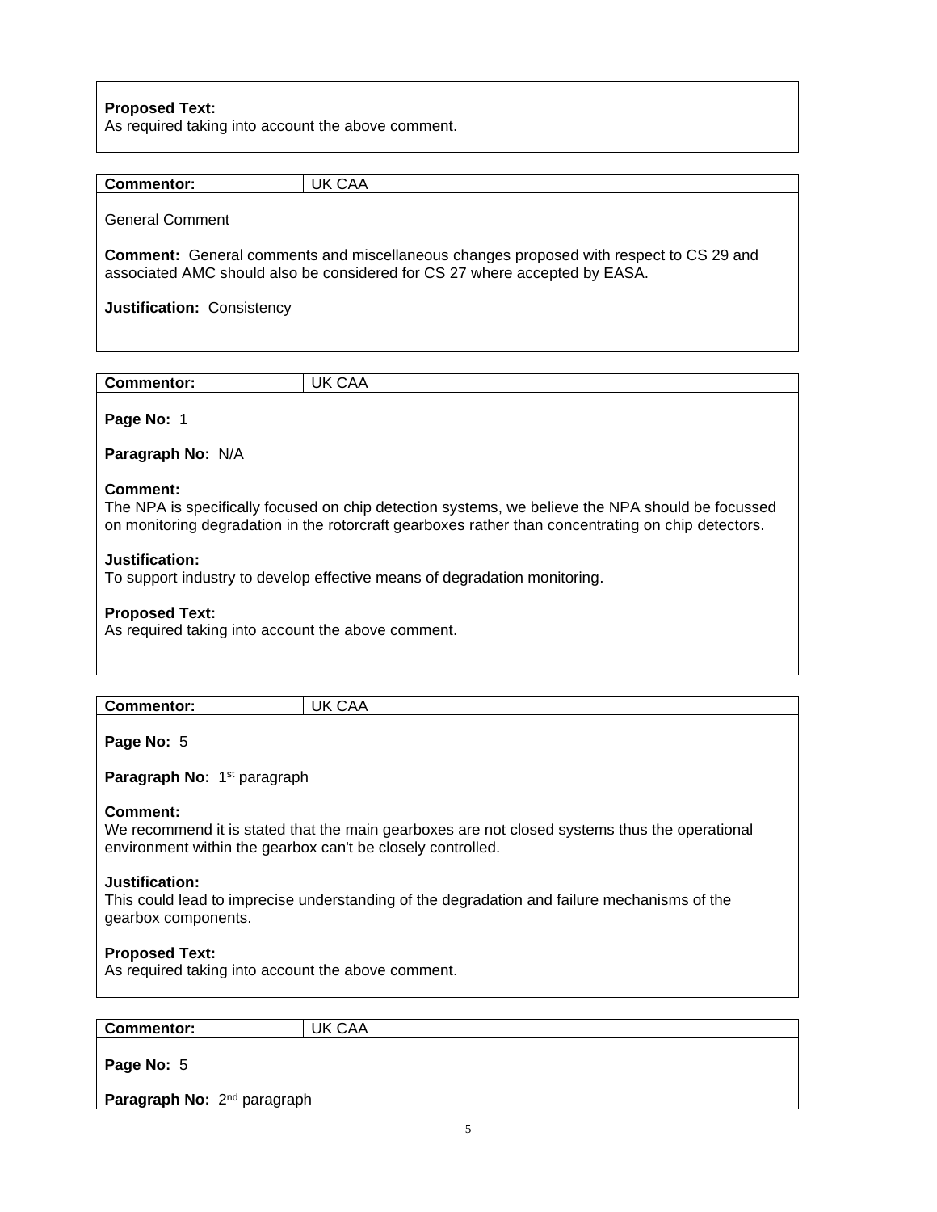**Proposed Text:**
As required taking into account the above comment.

| **Commentor:** | UK CAA |
|---|---|

General Comment

**Comment:** General comments and miscellaneous changes proposed with respect to CS 29 and associated AMC should also be considered for CS 27 where accepted by EASA.

**Justification:** Consistency

| **Commentor:** | UK CAA |
|---|---|

**Page No:** 1

**Paragraph No:** N/A

**Comment:**
The NPA is specifically focused on chip detection systems, we believe the NPA should be focussed on monitoring degradation in the rotorcraft gearboxes rather than concentrating on chip detectors.

**Justification:**
To support industry to develop effective means of degradation monitoring.

**Proposed Text:**
As required taking into account the above comment.

| **Commentor:** | UK CAA |
|---|---|

**Page No:** 5

**Paragraph No:** 1st paragraph

**Comment:**
We recommend it is stated that the main gearboxes are not closed systems thus the operational environment within the gearbox can't be closely controlled.

**Justification:**
This could lead to imprecise understanding of the degradation and failure mechanisms of the gearbox components.

**Proposed Text:**
As required taking into account the above comment.

| **Commentor:** | UK CAA |
|---|---|

**Page No:** 5

**Paragraph No:** 2nd paragraph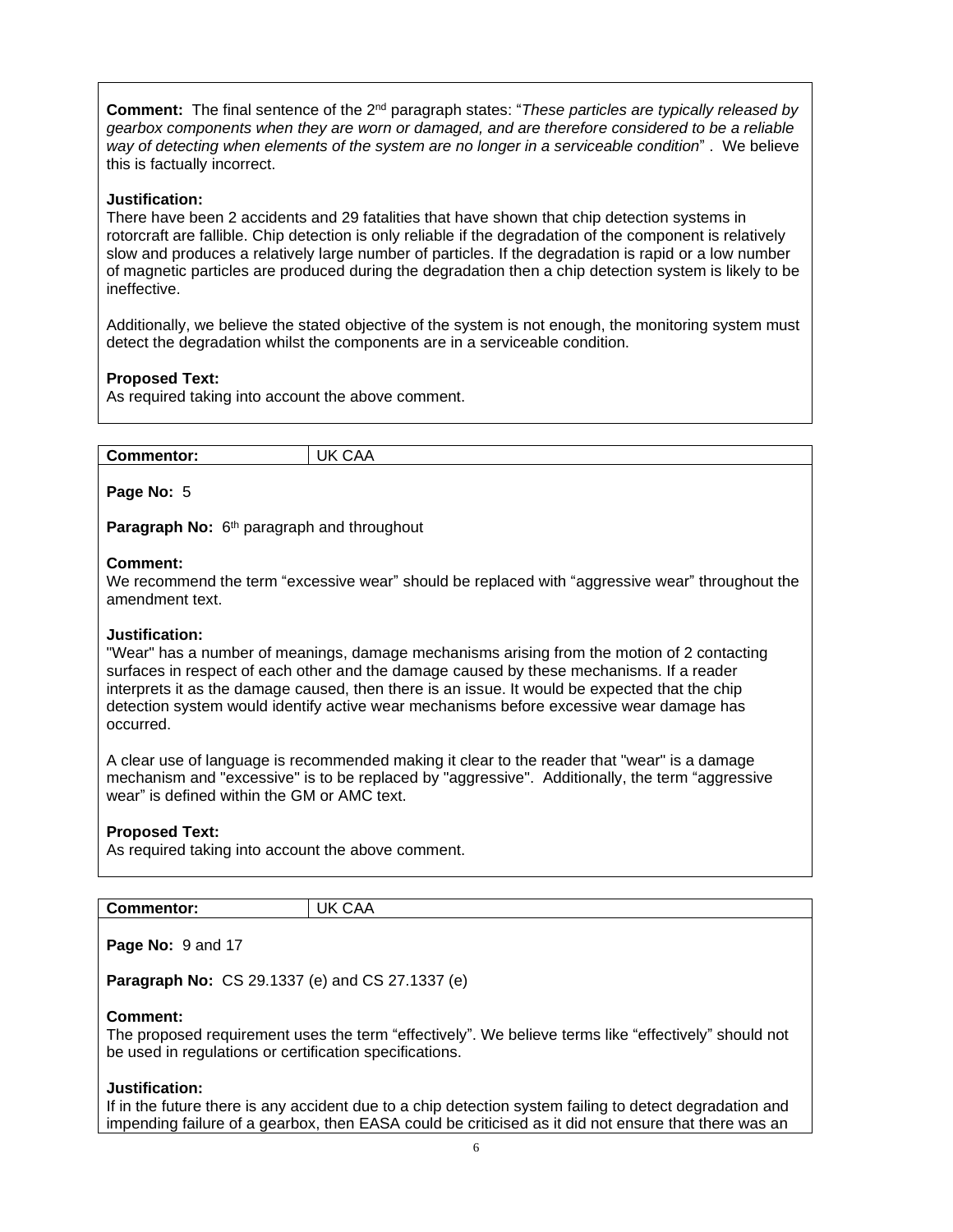**Comment:** The final sentence of the 2nd paragraph states: "*These particles are typically released by gearbox components when they are worn or damaged, and are therefore considered to be a reliable way of detecting when elements of the system are no longer in a serviceable condition*" . We believe this is factually incorrect.

**Justification:**
There have been 2 accidents and 29 fatalities that have shown that chip detection systems in rotorcraft are fallible. Chip detection is only reliable if the degradation of the component is relatively slow and produces a relatively large number of particles. If the degradation is rapid or a low number of magnetic particles are produced during the degradation then a chip detection system is likely to be ineffective.

Additionally, we believe the stated objective of the system is not enough, the monitoring system must detect the degradation whilst the components are in a serviceable condition.

**Proposed Text:**
As required taking into account the above comment.

| **Commentor:** | UK CAA |
|---|---|

**Page No:** 5

**Paragraph No:** 6th paragraph and throughout

**Comment:**
We recommend the term "excessive wear" should be replaced with "aggressive wear" throughout the amendment text.

**Justification:**
"Wear" has a number of meanings, damage mechanisms arising from the motion of 2 contacting surfaces in respect of each other and the damage caused by these mechanisms. If a reader interprets it as the damage caused, then there is an issue. It would be expected that the chip detection system would identify active wear mechanisms before excessive wear damage has occurred.

A clear use of language is recommended making it clear to the reader that "wear" is a damage mechanism and "excessive" is to be replaced by "aggressive". Additionally, the term "aggressive wear" is defined within the GM or AMC text.

**Proposed Text:**
As required taking into account the above comment.

| **Commentor:** | UK CAA |
|---|---|

**Page No:** 9 and 17

**Paragraph No:** CS 29.1337 (e) and CS 27.1337 (e)

**Comment:**
The proposed requirement uses the term "effectively". We believe terms like "effectively" should not be used in regulations or certification specifications.

**Justification:**
If in the future there is any accident due to a chip detection system failing to detect degradation and impending failure of a gearbox, then EASA could be criticised as it did not ensure that there was an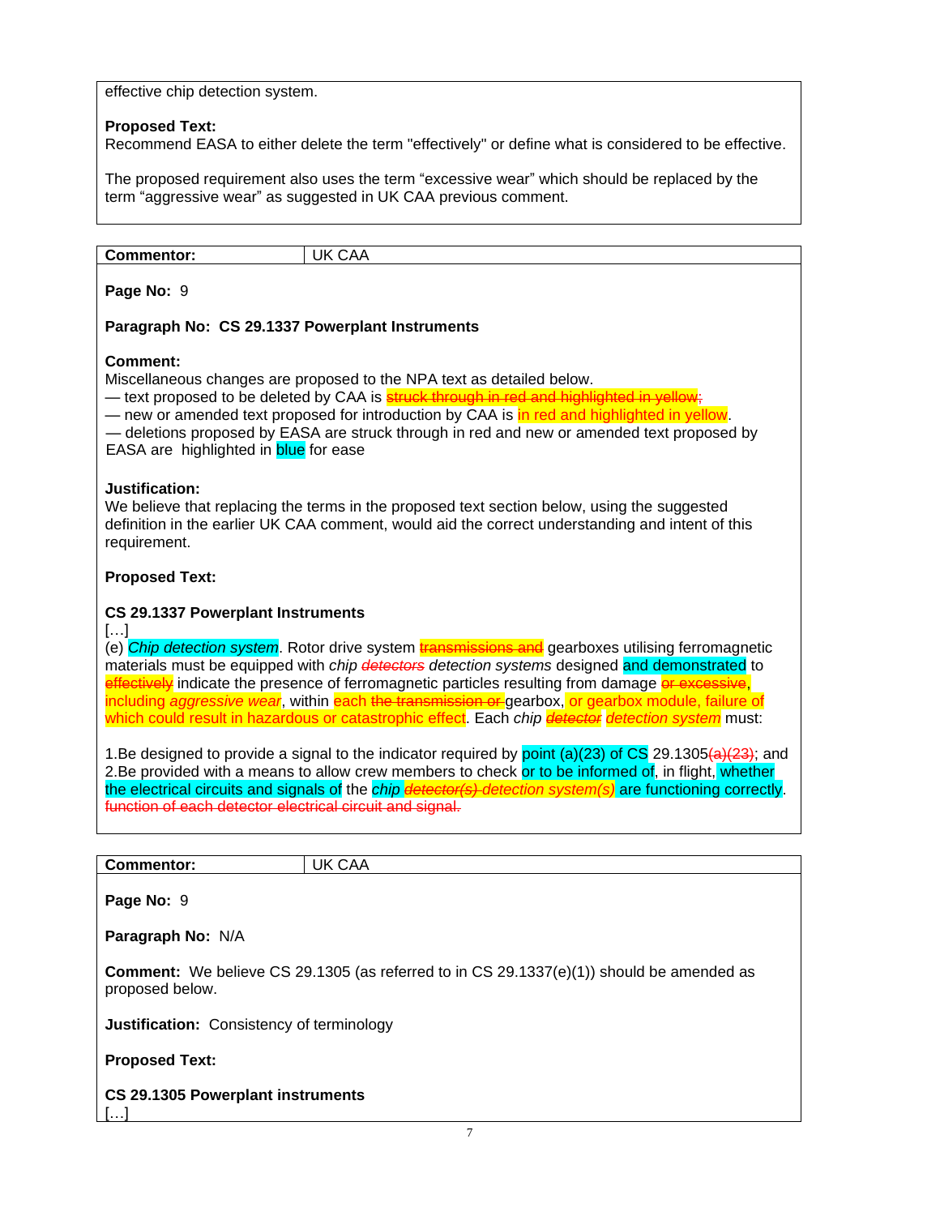effective chip detection system.

**Proposed Text:**
Recommend EASA to either delete the term "effectively" or define what is considered to be effective.

The proposed requirement also uses the term "excessive wear" which should be replaced by the term "aggressive wear" as suggested in UK CAA previous comment.

| **Commentor:** | UK CAA |
|---|---|

**Page No:** 9

**Paragraph No: CS 29.1337 Powerplant Instruments**

**Comment:**
Miscellaneous changes are proposed to the NPA text as detailed below.
— text proposed to be deleted by CAA is ~~struck through in red and highlighted in yellow;~~
— new or amended text proposed for introduction by CAA is in red and highlighted in yellow.
— deletions proposed by EASA are struck through in red and new or amended text proposed by EASA are highlighted in blue for ease

**Justification:**
We believe that replacing the terms in the proposed text section below, using the suggested definition in the earlier UK CAA comment, would aid the correct understanding and intent of this requirement.

**Proposed Text:**

**CS 29.1337 Powerplant Instruments**
[…]
(e) *Chip detection system*. Rotor drive system ~~transmissions and~~ gearboxes utilising ferromagnetic materials must be equipped with *chip ~~detectors~~ detection systems* designed and demonstrated to ~~effectively~~ indicate the presence of ferromagnetic particles resulting from damage ~~or excessive~~, including *aggressive wear*, within each ~~the transmission or~~ gearbox, or gearbox module, failure of which could result in hazardous or catastrophic effect. Each *chip ~~detector~~ detection system* must:

1.Be designed to provide a signal to the indicator required by point (a)(23) of CS 29.1305~~(a)(23)~~; and
2.Be provided with a means to allow crew members to check or to be informed of, in flight, whether the electrical circuits and signals of the *chip ~~detector(s)~~ detection system(s)* are functioning correctly. ~~function of each detector electrical circuit and signal.~~

| **Commentor:** | UK CAA |
|---|---|

**Page No:** 9

**Paragraph No:** N/A

**Comment:** We believe CS 29.1305 (as referred to in CS 29.1337(e)(1)) should be amended as proposed below.

**Justification:** Consistency of terminology

**Proposed Text:**

**CS 29.1305 Powerplant instruments**
[…]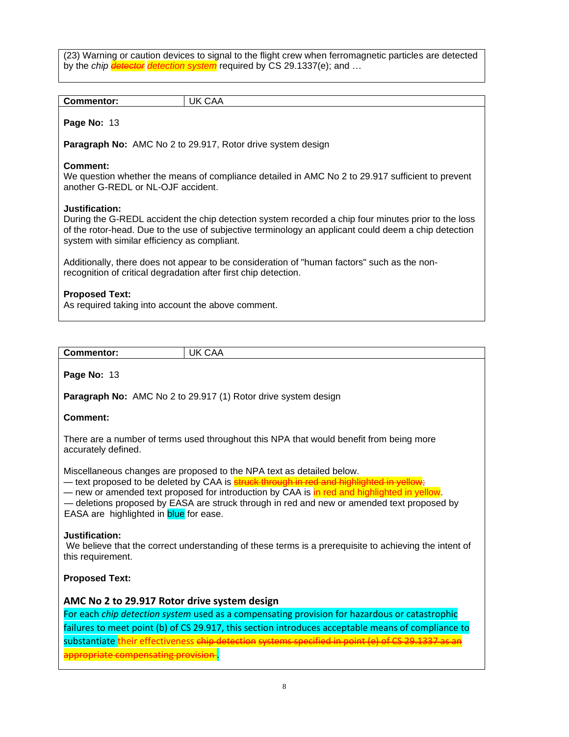(23) Warning or caution devices to signal to the flight crew when ferromagnetic particles are detected by the *chip* ~~*detector*~~ *detection system* required by CS 29.1337(e); and …

| **Commentor:** | UK CAA |
|---|---|

**Page No:** 13

**Paragraph No:** AMC No 2 to 29.917, Rotor drive system design

**Comment:**
We question whether the means of compliance detailed in AMC No 2 to 29.917 sufficient to prevent another G-REDL or NL-OJF accident.

**Justification:**
During the G-REDL accident the chip detection system recorded a chip four minutes prior to the loss of the rotor-head. Due to the use of subjective terminology an applicant could deem a chip detection system with similar efficiency as compliant.

Additionally, there does not appear to be consideration of "human factors" such as the non-recognition of critical degradation after first chip detection.

**Proposed Text:**
As required taking into account the above comment.

| **Commentor:** | UK CAA |
|---|---|

**Page No:** 13

**Paragraph No:** AMC No 2 to 29.917 (1) Rotor drive system design

**Comment:**

There are a number of terms used throughout this NPA that would benefit from being more accurately defined.

Miscellaneous changes are proposed to the NPA text as detailed below.
— text proposed to be deleted by CAA is ~~struck through in red and highlighted in yellow;~~
— new or amended text proposed for introduction by CAA is in red and highlighted in yellow.
— deletions proposed by EASA are struck through in red and new or amended text proposed by EASA are highlighted in blue for ease.

**Justification:**
We believe that the correct understanding of these terms is a prerequisite to achieving the intent of this requirement.

**Proposed Text:**

**AMC No 2 to 29.917 Rotor drive system design**

For each *chip detection system* used as a compensating provision for hazardous or catastrophic failures to meet point (b) of CS 29.917, this section introduces acceptable means of compliance to substantiate their effectiveness ~~chip detection systems specified in point (e) of CS 29.1337 as an appropriate compensating provision~~.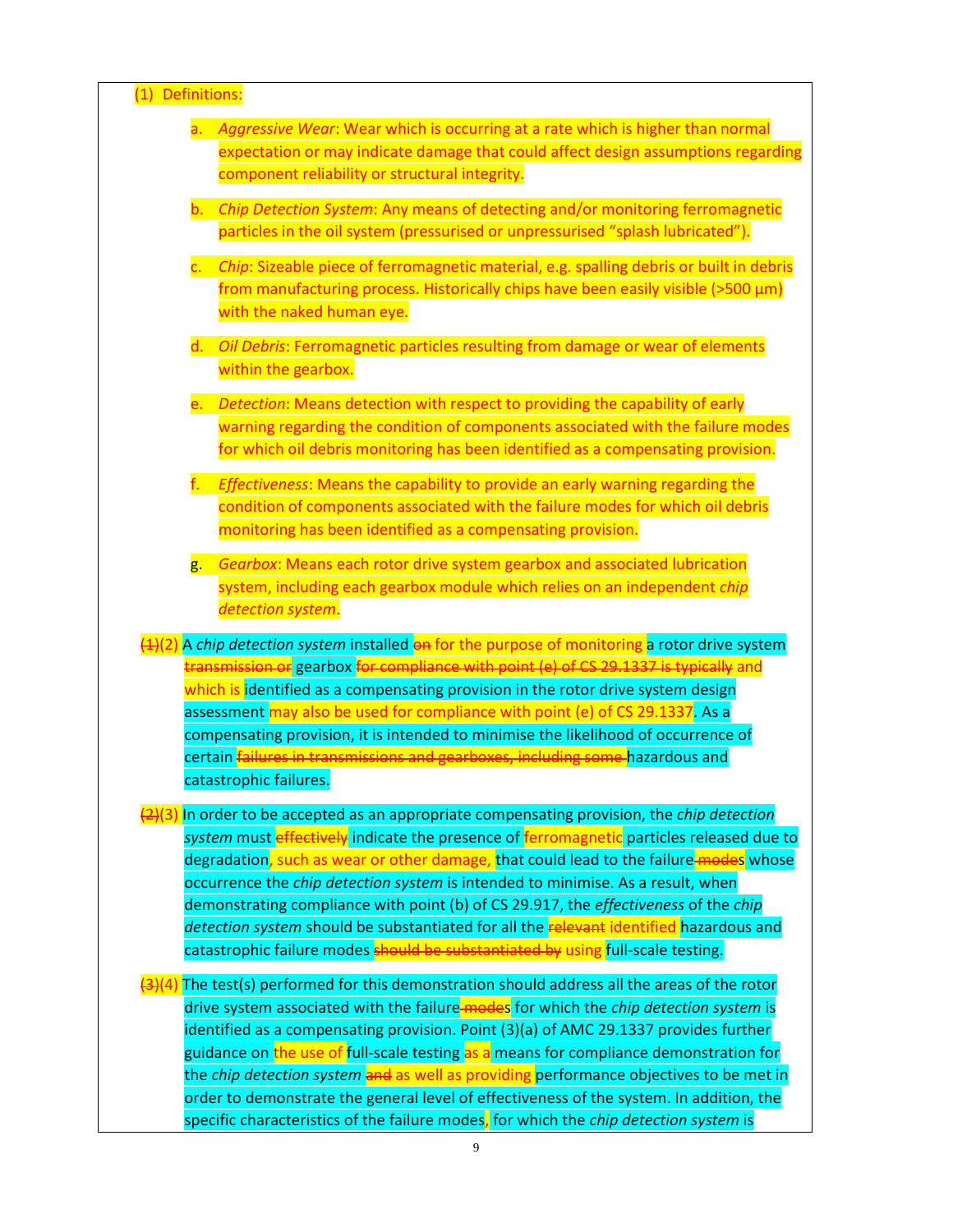(1) Definitions:

a. *Aggressive Wear*: Wear which is occurring at a rate which is higher than normal expectation or may indicate damage that could affect design assumptions regarding component reliability or structural integrity.

b. *Chip Detection System*: Any means of detecting and/or monitoring ferromagnetic particles in the oil system (pressurised or unpressurised “splash lubricated”).

c. *Chip*: Sizeable piece of ferromagnetic material, e.g. spalling debris or built in debris from manufacturing process. Historically chips have been easily visible (>500 µm) with the naked human eye.

d. *Oil Debris*: Ferromagnetic particles resulting from damage or wear of elements within the gearbox.

e. *Detection*: Means detection with respect to providing the capability of early warning regarding the condition of components associated with the failure modes for which oil debris monitoring has been identified as a compensating provision.

f. *Effectiveness*: Means the capability to provide an early warning regarding the condition of components associated with the failure modes for which oil debris monitoring has been identified as a compensating provision.

g. *Gearbox*: Means each rotor drive system gearbox and associated lubrication system, including each gearbox module which relies on an independent *chip detection system*.

~~(1)~~(2) A *chip detection system* installed ~~on~~ for the purpose of monitoring a rotor drive system ~~transmission or~~ gearbox ~~for compliance with point (e) of CS 29.1337 is typically~~ and which is identified as a compensating provision in the rotor drive system design assessment may also be used for compliance with point (e) of CS 29.1337. As a compensating provision, it is intended to minimise the likelihood of occurrence of certain ~~failures in transmissions and gearboxes, including some~~ hazardous and catastrophic failures.

~~(2)~~(3) In order to be accepted as an appropriate compensating provision, the *chip detection system* must ~~effectively~~ indicate the presence of ferromagnetic particles released due to degradation, such as wear or other damage, that could lead to the failure~~-modes~~s whose occurrence the *chip detection system* is intended to minimise. As a result, when demonstrating compliance with point (b) of CS 29.917, the *effectiveness* of the *chip detection system* should be substantiated for all the ~~relevant~~ identified hazardous and catastrophic failure modes ~~should be substantiated by~~ using full-scale testing.

~~(3)~~(4) The test(s) performed for this demonstration should address all the areas of the rotor drive system associated with the failure~~-modes~~s for which the *chip detection system* is identified as a compensating provision. Point (3)(a) of AMC 29.1337 provides further guidance on the use of full-scale testing as a means for compliance demonstration for the *chip detection system* ~~and~~ as well as providing performance objectives to be met in order to demonstrate the general level of effectiveness of the system. In addition, the specific characteristics of the failure modes, for which the *chip detection system* is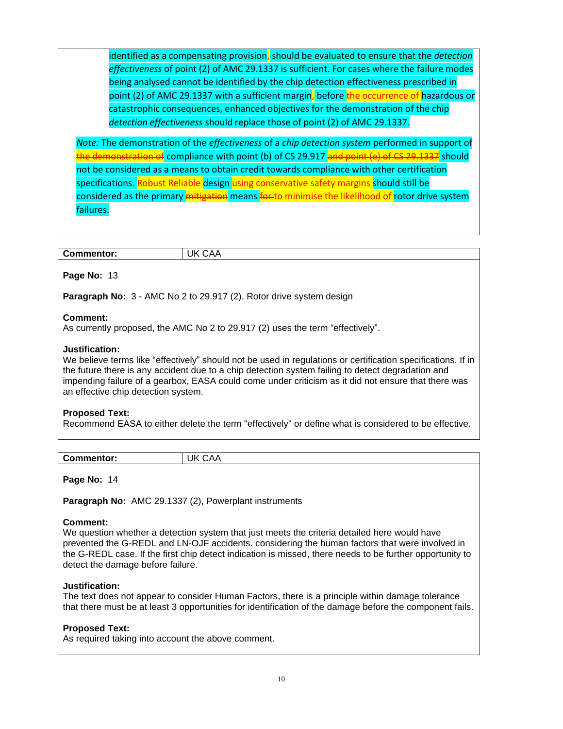identified as a compensating provision, should be evaluated to ensure that the *detection effectiveness* of point (2) of AMC 29.1337 is sufficient. For cases where the failure modes being analysed cannot be identified by the chip detection effectiveness prescribed in point (2) of AMC 29.1337 with a sufficient margin, before the occurrence of hazardous or catastrophic consequences, enhanced objectives for the demonstration of the chip *detection effectiveness* should replace those of point (2) of AMC 29.1337.

*Note:* The demonstration of the *effectiveness* of a *chip detection system* performed in support of ~~the demonstration of~~ compliance with point (b) of CS 29.917 ~~and point (e) of CS 29.1337~~ should not be considered as a means to obtain credit towards compliance with other certification specifications. ~~Robust~~ Reliable design using conservative safety margins should still be considered as the primary ~~mitigation~~ means ~~for~~ to minimise the likelihood of rotor drive system failures.

| **Commentor:** | UK CAA |
|---|---|

**Page No:** 13

**Paragraph No:** 3 - AMC No 2 to 29.917 (2), Rotor drive system design

**Comment:**
As currently proposed, the AMC No 2 to 29.917 (2) uses the term "effectively".

**Justification:**
We believe terms like "effectively" should not be used in regulations or certification specifications. If in the future there is any accident due to a chip detection system failing to detect degradation and impending failure of a gearbox, EASA could come under criticism as it did not ensure that there was an effective chip detection system.

**Proposed Text:**
Recommend EASA to either delete the term "effectively" or define what is considered to be effective.

| **Commentor:** | UK CAA |
|---|---|

**Page No:** 14

**Paragraph No:** AMC 29.1337 (2), Powerplant instruments

**Comment:**
We question whether a detection system that just meets the criteria detailed here would have prevented the G-REDL and LN-OJF accidents. considering the human factors that were involved in the G-REDL case. If the first chip detect indication is missed, there needs to be further opportunity to detect the damage before failure.

**Justification:**
The text does not appear to consider Human Factors, there is a principle within damage tolerance that there must be at least 3 opportunities for identification of the damage before the component fails.

**Proposed Text:**
As required taking into account the above comment.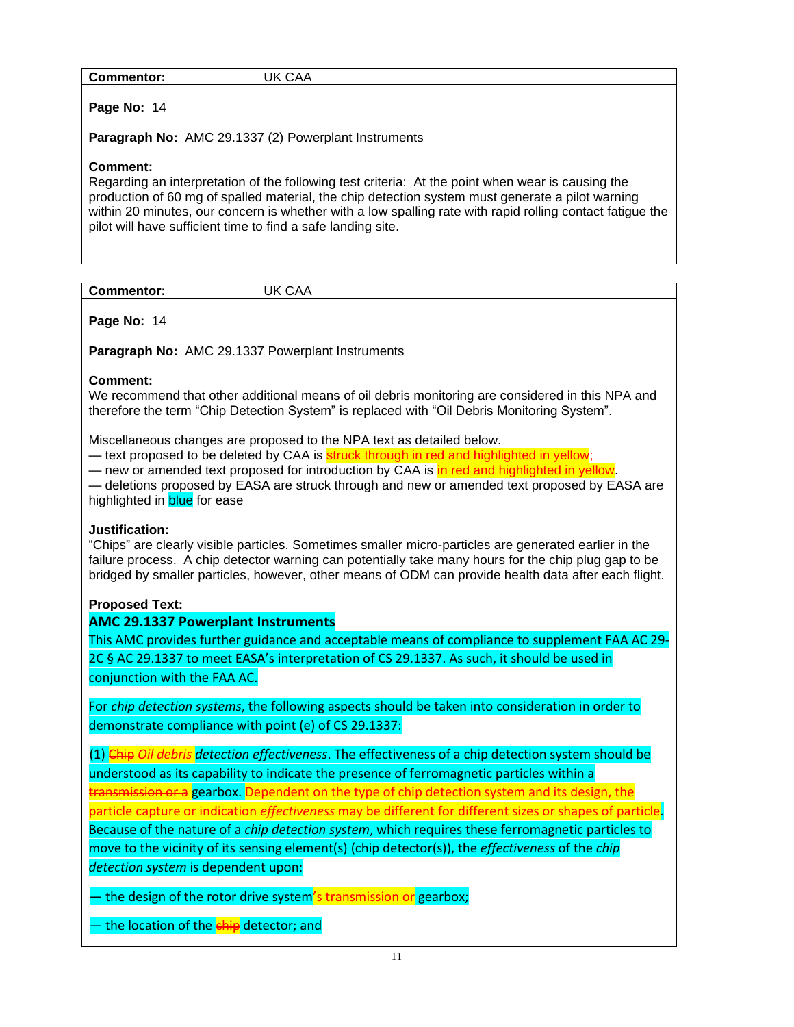| Commentor: | UK CAA |
|---|---|

**Page No:** 14

**Paragraph No:** AMC 29.1337 (2) Powerplant Instruments

**Comment:**
Regarding an interpretation of the following test criteria: At the point when wear is causing the production of 60 mg of spalled material, the chip detection system must generate a pilot warning within 20 minutes, our concern is whether with a low spalling rate with rapid rolling contact fatigue the pilot will have sufficient time to find a safe landing site.

---

| Commentor: | UK CAA |
|---|---|

**Page No:** 14

**Paragraph No:** AMC 29.1337 Powerplant Instruments

**Comment:**
We recommend that other additional means of oil debris monitoring are considered in this NPA and therefore the term "Chip Detection System" is replaced with "Oil Debris Monitoring System".

Miscellaneous changes are proposed to the NPA text as detailed below.
— text proposed to be deleted by CAA is ~~struck through in red and highlighted in yellow~~;
— new or amended text proposed for introduction by CAA is in red and highlighted in yellow.
— deletions proposed by EASA are struck through and new or amended text proposed by EASA are highlighted in blue for ease

**Justification:**
"Chips" are clearly visible particles. Sometimes smaller micro-particles are generated earlier in the failure process. A chip detector warning can potentially take many hours for the chip plug gap to be bridged by smaller particles, however, other means of ODM can provide health data after each flight.

**Proposed Text:**

**AMC 29.1337 Powerplant Instruments**

This AMC provides further guidance and acceptable means of compliance to supplement FAA AC 29-2C § AC 29.1337 to meet EASA's interpretation of CS 29.1337. As such, it should be used in conjunction with the FAA AC.

For *chip detection systems*, the following aspects should be taken into consideration in order to demonstrate compliance with point (e) of CS 29.1337:

(1) ~~Chip~~ *Oil debris detection effectiveness*. The effectiveness of a chip detection system should be understood as its capability to indicate the presence of ferromagnetic particles within a ~~transmission or a~~ gearbox. Dependent on the type of chip detection system and its design, the particle capture or indication *effectiveness* may be different for different sizes or shapes of particle. Because of the nature of a *chip detection system*, which requires these ferromagnetic particles to move to the vicinity of its sensing element(s) (chip detector(s)), the *effectiveness* of the *chip detection system* is dependent upon:

— the design of the rotor drive system~~'s transmission or~~ gearbox;

— the location of the ~~chip~~ detector; and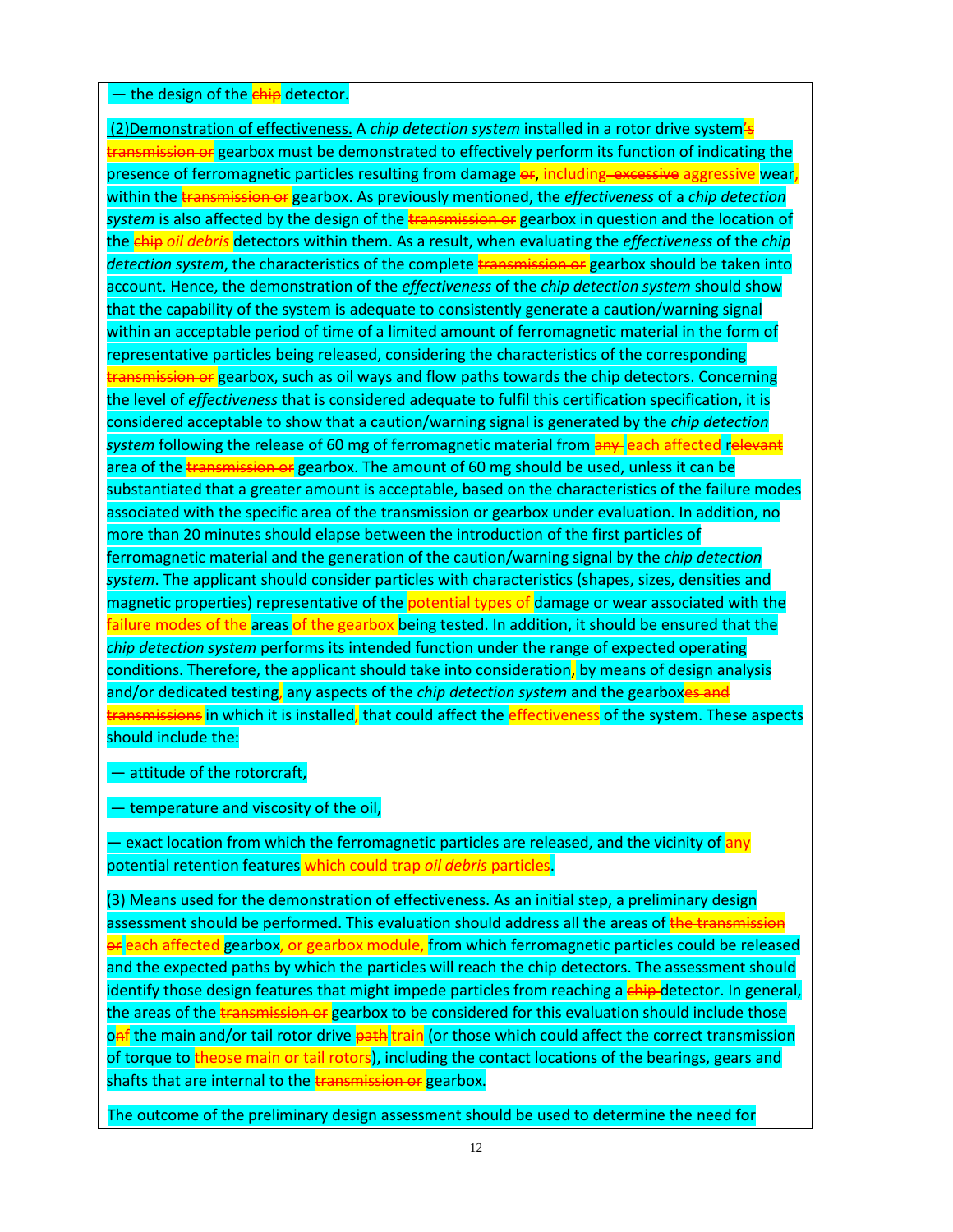— the design of the ~~chip~~ detector.

<u>(2) Demonstration of effectiveness.</u> A *chip detection system* installed in a rotor drive system~~'s transmission or~~ gearbox must be demonstrated to effectively perform its function of indicating the presence of ferromagnetic particles resulting from damage ~~or~~, including ~~excessive~~ aggressive wear, within the ~~transmission or~~ gearbox. As previously mentioned, the *effectiveness* of a *chip detection system* is also affected by the design of the ~~transmission or~~ gearbox in question and the location of the ~~chip~~ *oil debris* detectors within them. As a result, when evaluating the *effectiveness* of the *chip detection system*, the characteristics of the complete ~~transmission or~~ gearbox should be taken into account. Hence, the demonstration of the *effectiveness* of the *chip detection system* should show that the capability of the system is adequate to consistently generate a caution/warning signal within an acceptable period of time of a limited amount of ferromagnetic material in the form of representative particles being released, considering the characteristics of the corresponding ~~transmission or~~ gearbox, such as oil ways and flow paths towards the chip detectors. Concerning the level of *effectiveness* that is considered adequate to fulfil this certification specification, it is considered acceptable to show that a caution/warning signal is generated by the *chip detection system* following the release of 60 mg of ferromagnetic material from ~~any~~ each affected r~~elevant~~ area of the ~~transmission or~~ gearbox. The amount of 60 mg should be used, unless it can be substantiated that a greater amount is acceptable, based on the characteristics of the failure modes associated with the specific area of the transmission or gearbox under evaluation. In addition, no more than 20 minutes should elapse between the introduction of the first particles of ferromagnetic material and the generation of the caution/warning signal by the *chip detection system*. The applicant should consider particles with characteristics (shapes, sizes, densities and magnetic properties) representative of the potential types of damage or wear associated with the failure modes of the areas of the gearbox being tested. In addition, it should be ensured that the *chip detection system* performs its intended function under the range of expected operating conditions. Therefore, the applicant should take into consideration, by means of design analysis and/or dedicated testing, any aspects of the *chip detection system* and the gearbox~~es and transmissions~~ in which it is installed, that could affect the effectiveness of the system. These aspects should include the:

— attitude of the rotorcraft,

— temperature and viscosity of the oil,

— exact location from which the ferromagnetic particles are released, and the vicinity of any potential retention features which could trap *oil debris* particles.

(3) <u>Means used for the demonstration of effectiveness.</u> As an initial step, a preliminary design assessment should be performed. This evaluation should address all the areas of ~~the transmission or~~ each affected gearbox, or gearbox module, from which ferromagnetic particles could be released and the expected paths by which the particles will reach the chip detectors. The assessment should identify those design features that might impede particles from reaching a ~~chip~~ detector. In general, the areas of the ~~transmission or~~ gearbox to be considered for this evaluation should include those o~~n~~f the main and/or tail rotor drive ~~path~~ train (or those which could affect the correct transmission of torque to the~~ose~~ main or tail rotors), including the contact locations of the bearings, gears and shafts that are internal to the ~~transmission or~~ gearbox.

The outcome of the preliminary design assessment should be used to determine the need for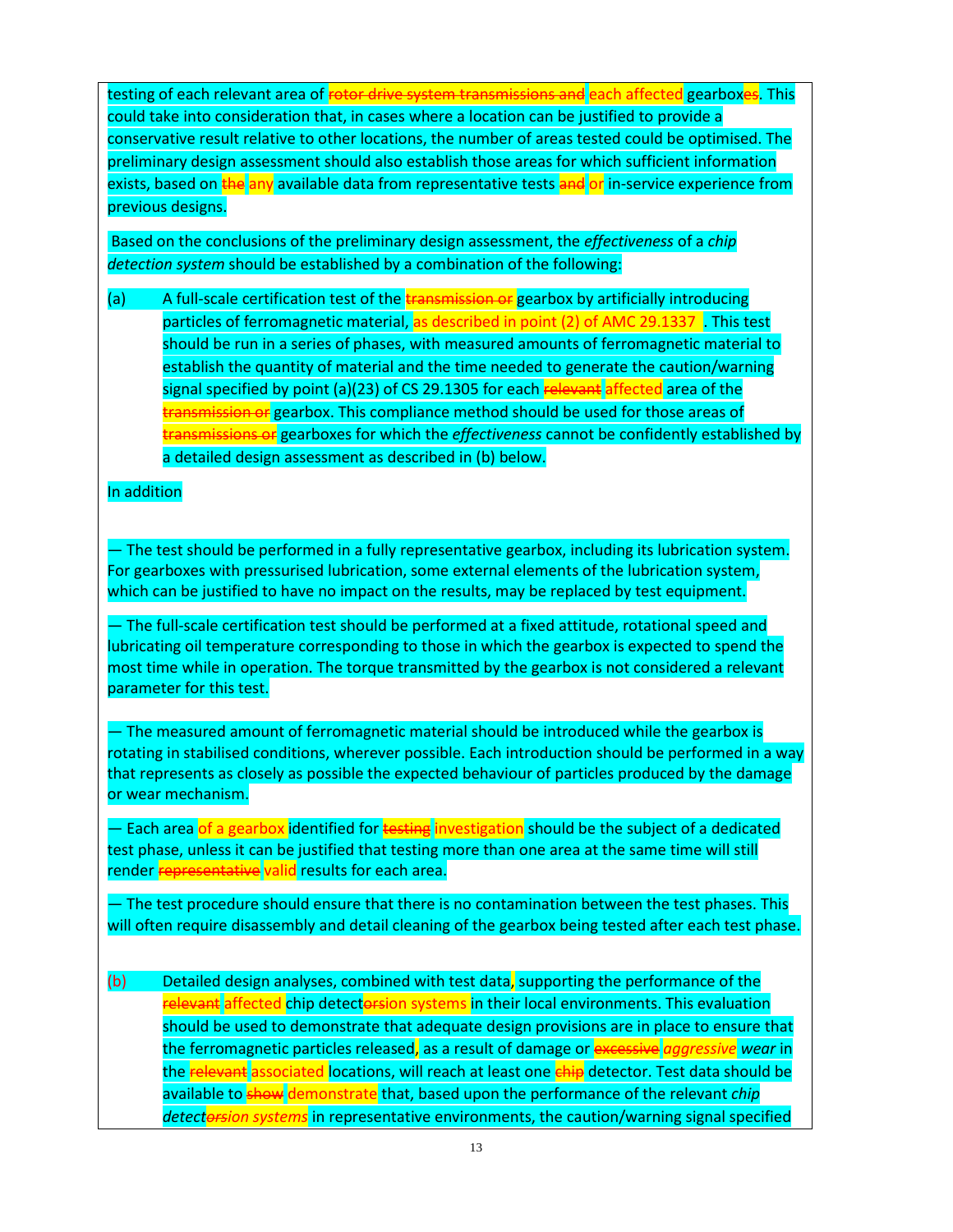testing of each relevant area of ~~rotor drive system transmissions and~~ each affected gearbox~~es~~. This could take into consideration that, in cases where a location can be justified to provide a conservative result relative to other locations, the number of areas tested could be optimised. The preliminary design assessment should also establish those areas for which sufficient information exists, based on ~~the~~ any available data from representative tests ~~and~~ or in-service experience from previous designs.

Based on the conclusions of the preliminary design assessment, the *effectiveness* of a *chip detection system* should be established by a combination of the following:

(a) A full-scale certification test of the ~~transmission or~~ gearbox by artificially introducing particles of ferromagnetic material, as described in point (2) of AMC 29.1337 . This test should be run in a series of phases, with measured amounts of ferromagnetic material to establish the quantity of material and the time needed to generate the caution/warning signal specified by point (a)(23) of CS 29.1305 for each ~~relevant~~ affected area of the ~~transmission or~~ gearbox. This compliance method should be used for those areas of ~~transmissions or~~ gearboxes for which the *effectiveness* cannot be confidently established by a detailed design assessment as described in (b) below.

In addition

— The test should be performed in a fully representative gearbox, including its lubrication system. For gearboxes with pressurised lubrication, some external elements of the lubrication system, which can be justified to have no impact on the results, may be replaced by test equipment.

— The full-scale certification test should be performed at a fixed attitude, rotational speed and lubricating oil temperature corresponding to those in which the gearbox is expected to spend the most time while in operation. The torque transmitted by the gearbox is not considered a relevant parameter for this test.

— The measured amount of ferromagnetic material should be introduced while the gearbox is rotating in stabilised conditions, wherever possible. Each introduction should be performed in a way that represents as closely as possible the expected behaviour of particles produced by the damage or wear mechanism.

— Each area of a gearbox identified for ~~testing~~ investigation should be the subject of a dedicated test phase, unless it can be justified that testing more than one area at the same time will still render ~~representative~~ valid results for each area.

— The test procedure should ensure that there is no contamination between the test phases. This will often require disassembly and detail cleaning of the gearbox being tested after each test phase.

(b) Detailed design analyses, combined with test data, supporting the performance of the ~~relevant~~ affected chip detect~~or~~ion systems in their local environments. This evaluation should be used to demonstrate that adequate design provisions are in place to ensure that the ferromagnetic particles released, as a result of damage or ~~excessive~~ *aggressive wear* in the ~~relevant~~ associated locations, will reach at least one ~~chip~~ detector. Test data should be available to ~~show~~ demonstrate that, based upon the performance of the relevant *chip detect~~or~~ion systems* in representative environments, the caution/warning signal specified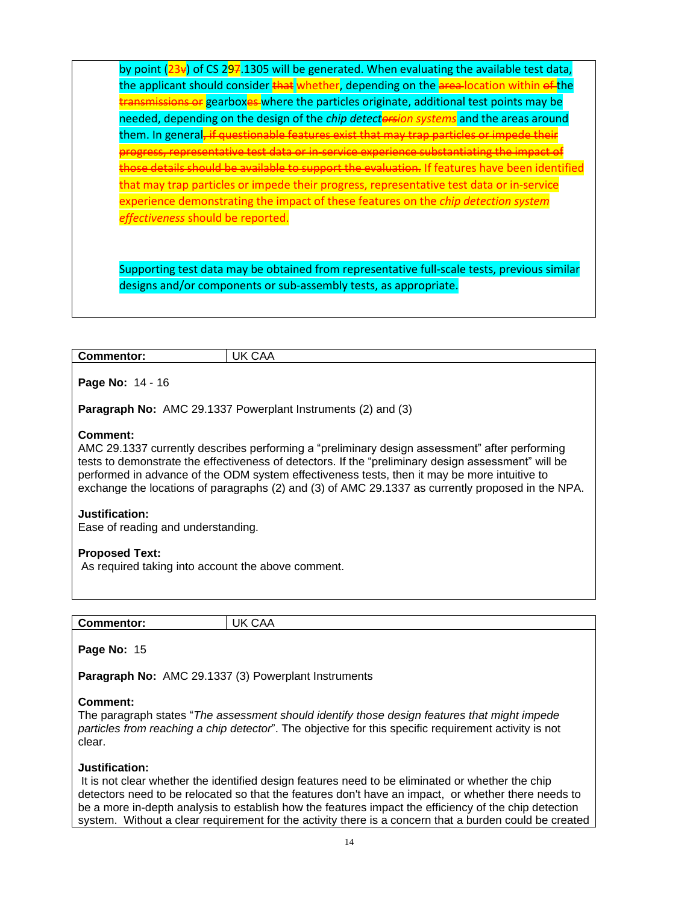by point (23v) of CS 297.1305 will be generated. When evaluating the available test data, the applicant should consider ~~that~~ whether, depending on the ~~area~~ location within ~~of~~ the ~~transmissions or~~ gearboxes where the particles originate, additional test points may be needed, depending on the design of the *chip detectorsion systems* and the areas around them. In general~~, if questionable features exist that may trap particles or impede their progress, representative test data or in-service experience substantiating the impact of those details should be available to support the evaluation.~~ If features have been identified that may trap particles or impede their progress, representative test data or in-service experience demonstrating the impact of these features on the *chip detection system effectiveness* should be reported.

Supporting test data may be obtained from representative full-scale tests, previous similar designs and/or components or sub-assembly tests, as appropriate.

| **Commentor:** | UK CAA |
|---|---|

**Page No:** 14 - 16

**Paragraph No:** AMC 29.1337 Powerplant Instruments (2) and (3)

**Comment:**
AMC 29.1337 currently describes performing a "preliminary design assessment" after performing tests to demonstrate the effectiveness of detectors. If the "preliminary design assessment" will be performed in advance of the ODM system effectiveness tests, then it may be more intuitive to exchange the locations of paragraphs (2) and (3) of AMC 29.1337 as currently proposed in the NPA.

**Justification:**
Ease of reading and understanding.

**Proposed Text:**
As required taking into account the above comment.

| **Commentor:** | UK CAA |
|---|---|

**Page No:** 15

**Paragraph No:** AMC 29.1337 (3) Powerplant Instruments

**Comment:**
The paragraph states "*The assessment should identify those design features that might impede particles from reaching a chip detector*". The objective for this specific requirement activity is not clear.

**Justification:**
It is not clear whether the identified design features need to be eliminated or whether the chip detectors need to be relocated so that the features don't have an impact, or whether there needs to be a more in-depth analysis to establish how the features impact the efficiency of the chip detection system. Without a clear requirement for the activity there is a concern that a burden could be created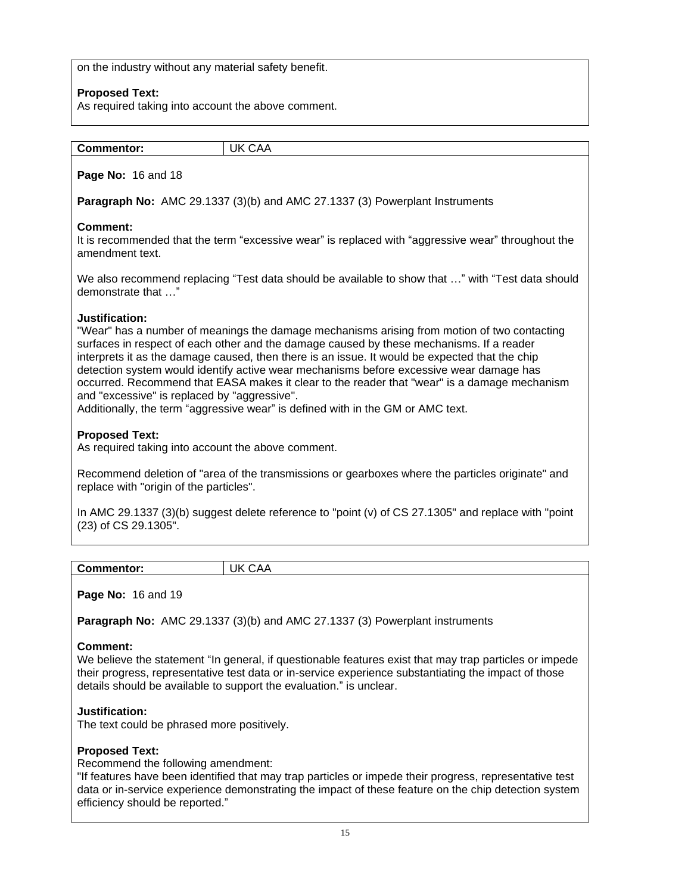on the industry without any material safety benefit.

**Proposed Text:**
As required taking into account the above comment.

| **Commentor:** | UK CAA |
|---|---|

**Page No:** 16 and 18

**Paragraph No:** AMC 29.1337 (3)(b) and AMC 27.1337 (3) Powerplant Instruments

**Comment:**
It is recommended that the term “excessive wear” is replaced with “aggressive wear” throughout the amendment text.

We also recommend replacing “Test data should be available to show that …” with “Test data should demonstrate that …”

**Justification:**
"Wear" has a number of meanings the damage mechanisms arising from motion of two contacting surfaces in respect of each other and the damage caused by these mechanisms. If a reader interprets it as the damage caused, then there is an issue. It would be expected that the chip detection system would identify active wear mechanisms before excessive wear damage has occurred. Recommend that EASA makes it clear to the reader that "wear" is a damage mechanism and "excessive" is replaced by "aggressive".
Additionally, the term “aggressive wear” is defined with in the GM or AMC text.

**Proposed Text:**
As required taking into account the above comment.

Recommend deletion of "area of the transmissions or gearboxes where the particles originate" and replace with "origin of the particles".

In AMC 29.1337 (3)(b) suggest delete reference to "point (v) of CS 27.1305" and replace with "point (23) of CS 29.1305".

| **Commentor:** | UK CAA |
|---|---|

**Page No:** 16 and 19

**Paragraph No:** AMC 29.1337 (3)(b) and AMC 27.1337 (3) Powerplant instruments

**Comment:**
We believe the statement “In general, if questionable features exist that may trap particles or impede their progress, representative test data or in-service experience substantiating the impact of those details should be available to support the evaluation.” is unclear.

**Justification:**
The text could be phrased more positively.

**Proposed Text:**
Recommend the following amendment:
"If features have been identified that may trap particles or impede their progress, representative test data or in-service experience demonstrating the impact of these feature on the chip detection system efficiency should be reported."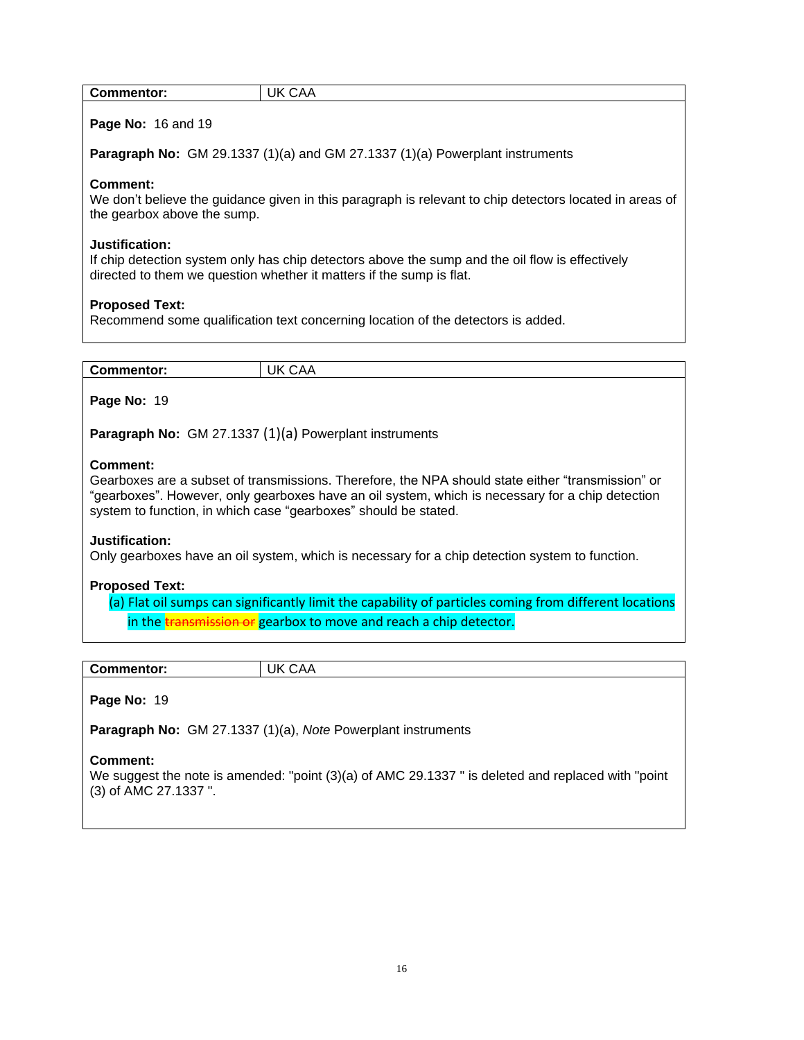| **Commentor:** | UK CAA |
| --- | --- |

**Page No:** 16 and 19

**Paragraph No:** GM 29.1337 (1)(a) and GM 27.1337 (1)(a) Powerplant instruments

**Comment:**
We don't believe the guidance given in this paragraph is relevant to chip detectors located in areas of the gearbox above the sump.

**Justification:**
If chip detection system only has chip detectors above the sump and the oil flow is effectively directed to them we question whether it matters if the sump is flat.

**Proposed Text:**
Recommend some qualification text concerning location of the detectors is added.

| **Commentor:** | UK CAA |
| --- | --- |

**Page No:** 19

**Paragraph No:** GM 27.1337 (1)(a) Powerplant instruments

**Comment:**
Gearboxes are a subset of transmissions. Therefore, the NPA should state either "transmission" or "gearboxes". However, only gearboxes have an oil system, which is necessary for a chip detection system to function, in which case "gearboxes" should be stated.

**Justification:**
Only gearboxes have an oil system, which is necessary for a chip detection system to function.

**Proposed Text:**

(a) Flat oil sumps can significantly limit the capability of particles coming from different locations in the ~~transmission or~~ gearbox to move and reach a chip detector.

| **Commentor:** | UK CAA |
| --- | --- |

**Page No:** 19

**Paragraph No:** GM 27.1337 (1)(a), *Note* Powerplant instruments

**Comment:**
We suggest the note is amended: "point (3)(a) of AMC 29.1337 " is deleted and replaced with "point (3) of AMC 27.1337 ".